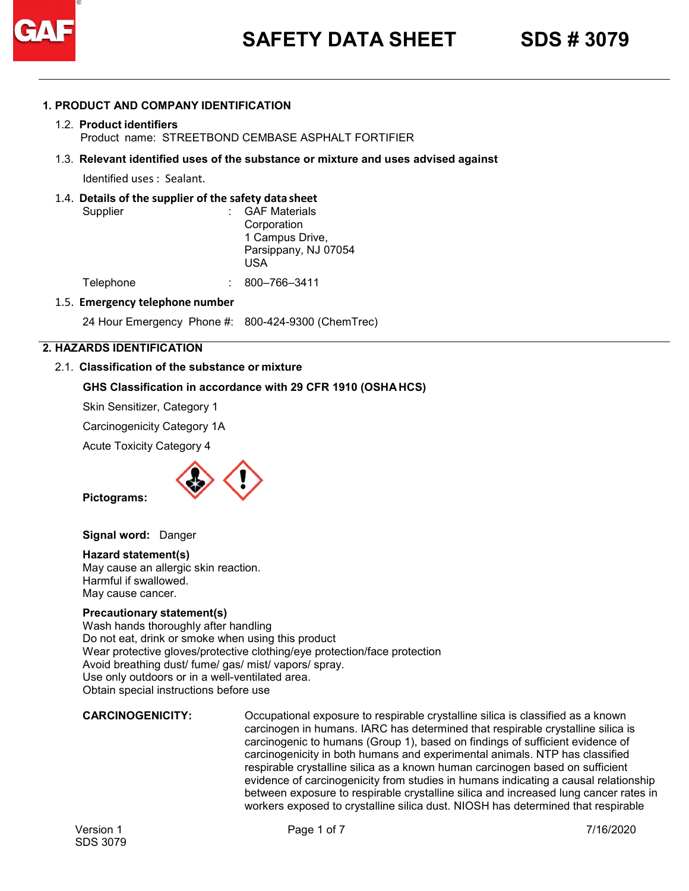# SAFETY DATA SHEET SDS # 3079

## 1. PRODUCT AND COMPANY IDENTIFICATION

### 1.2. Product identifiers

Product name: STREETBOND CEMBASE ASPHALT FORTIFIER

### 1.3. Relevant identified uses of the substance or mixture and uses advised against

Identified uses : Sealant.

### 1.4. Details of the supplier of the safety data sheet

| | | |
|---|---|---|
| Supplier | : | GAF Materials Corporation<br>1 Campus Drive,<br>Parsippany, NJ 07054<br>USA |
| Telephone | : | 800–766–3411 |

### 1.5. Emergency telephone number

24 Hour Emergency Phone #: 800-424-9300 (ChemTrec)

## 2. HAZARDS IDENTIFICATION

### 2.1. Classification of the substance or mixture

**GHS Classification in accordance with 29 CFR 1910 (OSHA HCS)**

Skin Sensitizer, Category 1

Carcinogenicity Category 1A

Acute Toxicity Category 4

**Pictograms:**

**Signal word:** Danger

**Hazard statement(s)**
May cause an allergic skin reaction.
Harmful if swallowed.
May cause cancer.

**Precautionary statement(s)**
Wash hands thoroughly after handling
Do not eat, drink or smoke when using this product
Wear protective gloves/protective clothing/eye protection/face protection
Avoid breathing dust/ fume/ gas/ mist/ vapors/ spray.
Use only outdoors or in a well-ventilated area.
Obtain special instructions before use

**CARCINOGENICITY:** Occupational exposure to respirable crystalline silica is classified as a known carcinogen in humans. IARC has determined that respirable crystalline silica is carcinogenic to humans (Group 1), based on findings of sufficient evidence of carcinogenicity in both humans and experimental animals. NTP has classified respirable crystalline silica as a known human carcinogen based on sufficient evidence of carcinogenicity from studies in humans indicating a causal relationship between exposure to respirable crystalline silica and increased lung cancer rates in workers exposed to crystalline silica dust. NIOSH has determined that respirable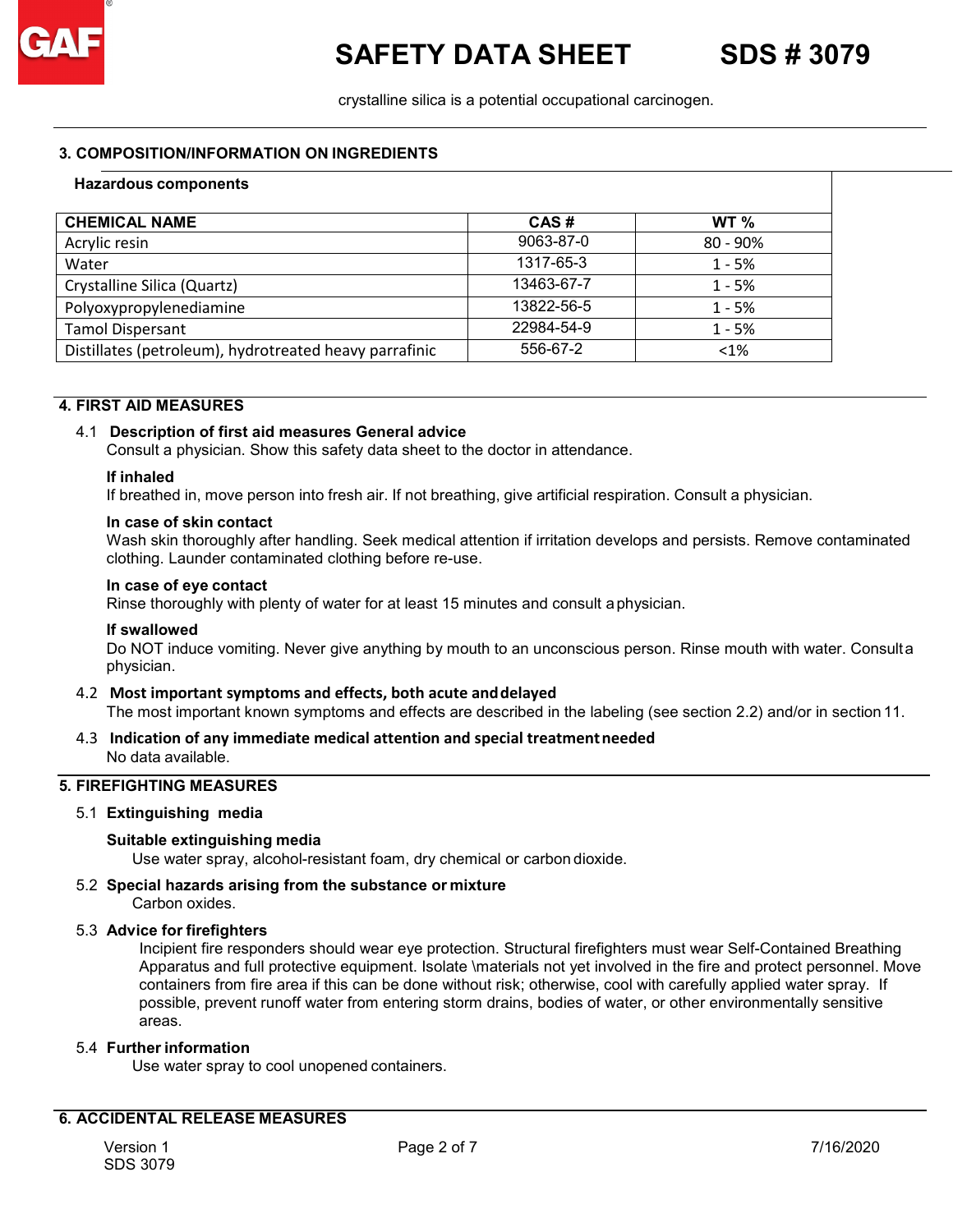crystalline silica is a potential occupational carcinogen.

## 3. COMPOSITION/INFORMATION ON INGREDIENTS

**Hazardous components**

| CHEMICAL NAME | CAS # | WT % |
|---|---|---|
| Acrylic resin | 9063-87-0 | 80 - 90% |
| Water | 1317-65-3 | 1 - 5% |
| Crystalline Silica (Quartz) | 13463-67-7 | 1 - 5% |
| Polyoxypropylenediamine | 13822-56-5 | 1 - 5% |
| Tamol Dispersant | 22984-54-9 | 1 - 5% |
| Distillates (petroleum), hydrotreated heavy parrafinic | 556-67-2 | <1% |

## 4. FIRST AID MEASURES

### 4.1 Description of first aid measures General advice

Consult a physician. Show this safety data sheet to the doctor in attendance.

**If inhaled**

If breathed in, move person into fresh air. If not breathing, give artificial respiration. Consult a physician.

**In case of skin contact**

Wash skin thoroughly after handling. Seek medical attention if irritation develops and persists. Remove contaminated clothing. Launder contaminated clothing before re-use.

**In case of eye contact**

Rinse thoroughly with plenty of water for at least 15 minutes and consult a physician.

**If swallowed**

Do NOT induce vomiting. Never give anything by mouth to an unconscious person. Rinse mouth with water. Consult a physician.

### 4.2 Most important symptoms and effects, both acute and delayed

The most important known symptoms and effects are described in the labeling (see section 2.2) and/or in section 11.

### 4.3 Indication of any immediate medical attention and special treatment needed

No data available.

## 5. FIREFIGHTING MEASURES

### 5.1 Extinguishing media

**Suitable extinguishing media**

Use water spray, alcohol-resistant foam, dry chemical or carbon dioxide.

### 5.2 Special hazards arising from the substance or mixture

Carbon oxides.

### 5.3 Advice for firefighters

Incipient fire responders should wear eye protection. Structural firefighters must wear Self-Contained Breathing Apparatus and full protective equipment. Isolate \materials not yet involved in the fire and protect personnel. Move containers from fire area if this can be done without risk; otherwise, cool with carefully applied water spray. If possible, prevent runoff water from entering storm drains, bodies of water, or other environmentally sensitive areas.

### 5.4 Further information

Use water spray to cool unopened containers.

## 6. ACCIDENTAL RELEASE MEASURES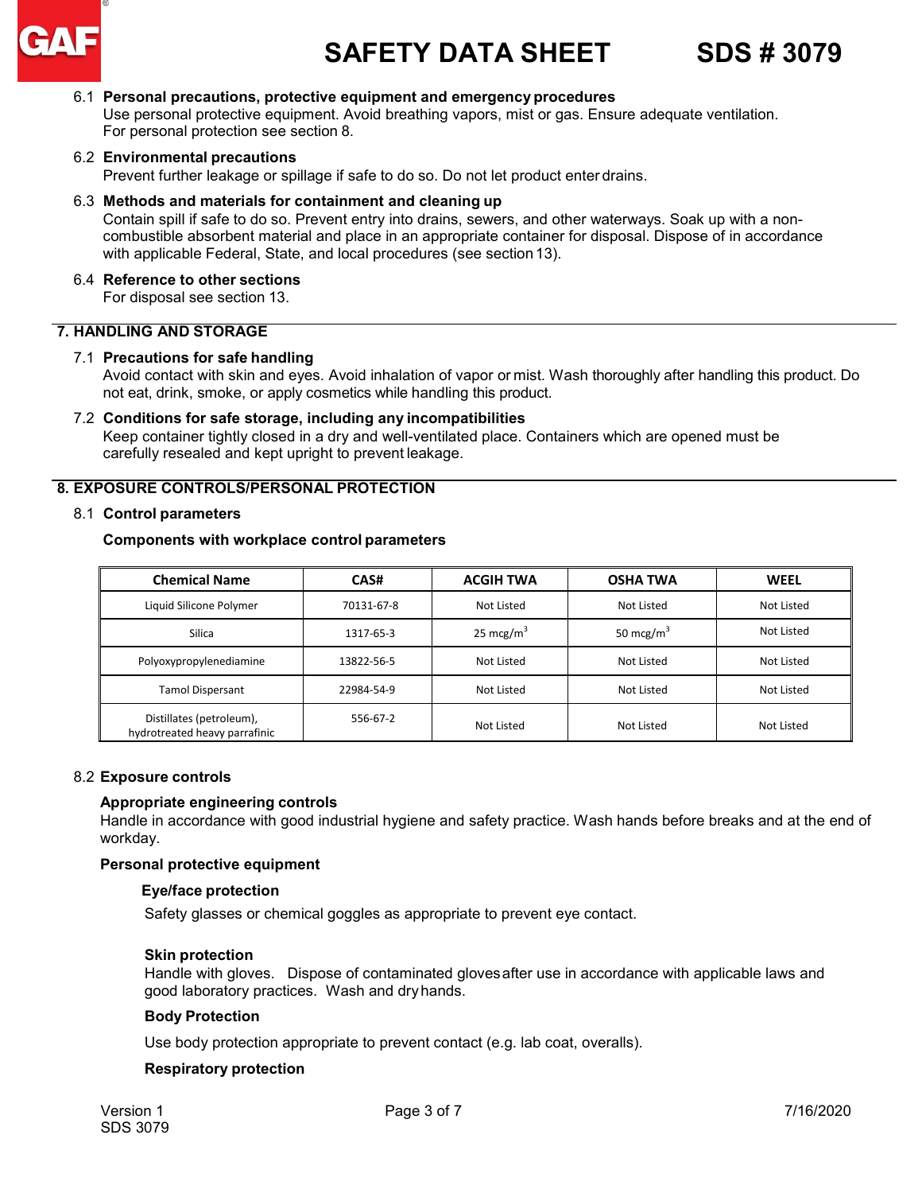### 6.1 Personal precautions, protective equipment and emergency procedures

Use personal protective equipment. Avoid breathing vapors, mist or gas. Ensure adequate ventilation. For personal protection see section 8.

### 6.2 Environmental precautions

Prevent further leakage or spillage if safe to do so. Do not let product enter drains.

### 6.3 Methods and materials for containment and cleaning up

Contain spill if safe to do so. Prevent entry into drains, sewers, and other waterways. Soak up with a non-combustible absorbent material and place in an appropriate container for disposal. Dispose of in accordance with applicable Federal, State, and local procedures (see section 13).

### 6.4 Reference to other sections

For disposal see section 13.

## 7. HANDLING AND STORAGE

### 7.1 Precautions for safe handling

Avoid contact with skin and eyes. Avoid inhalation of vapor or mist. Wash thoroughly after handling this product. Do not eat, drink, smoke, or apply cosmetics while handling this product.

### 7.2 Conditions for safe storage, including any incompatibilities

Keep container tightly closed in a dry and well-ventilated place. Containers which are opened must be carefully resealed and kept upright to prevent leakage.

## 8. EXPOSURE CONTROLS/PERSONAL PROTECTION

### 8.1 Control parameters

**Components with workplace control parameters**

| Chemical Name | CAS# | ACGIH TWA | OSHA TWA | WEEL |
|---|---|---|---|---|
| Liquid Silicone Polymer | 70131-67-8 | Not Listed | Not Listed | Not Listed |
| Silica | 1317-65-3 | 25 mcg/m$^3$ | 50 mcg/m$^3$ | Not Listed |
| Polyoxypropylenediamine | 13822-56-5 | Not Listed | Not Listed | Not Listed |
| Tamol Dispersant | 22984-54-9 | Not Listed | Not Listed | Not Listed |
| Distillates (petroleum), hydrotreated heavy parrafinic | 556-67-2 | Not Listed | Not Listed | Not Listed |

### 8.2 Exposure controls

**Appropriate engineering controls**

Handle in accordance with good industrial hygiene and safety practice. Wash hands before breaks and at the end of workday.

**Personal protective equipment**

**Eye/face protection**

Safety glasses or chemical goggles as appropriate to prevent eye contact.

**Skin protection**

Handle with gloves. Dispose of contaminated gloves after use in accordance with applicable laws and good laboratory practices. Wash and dry hands.

**Body Protection**

Use body protection appropriate to prevent contact (e.g. lab coat, overalls).

**Respiratory protection**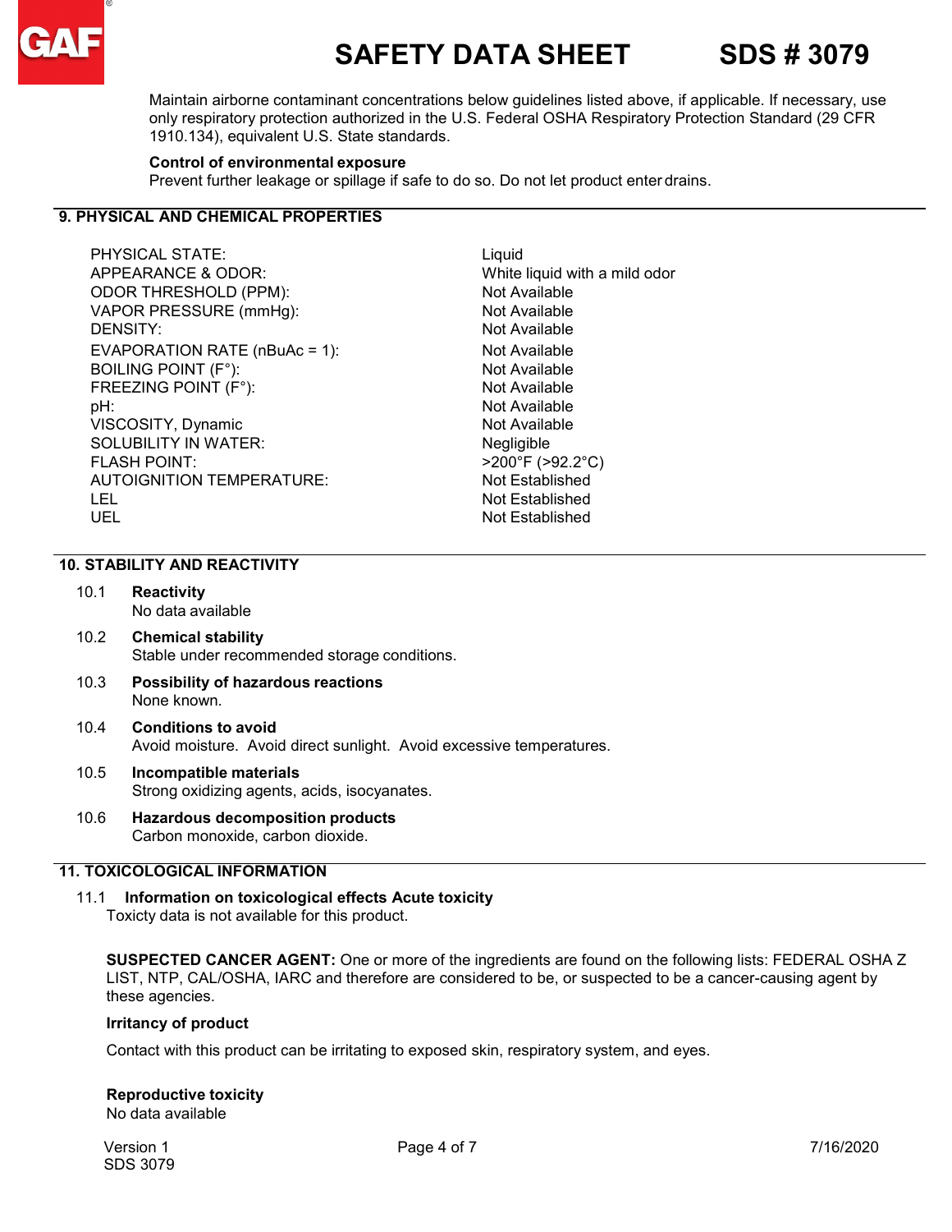Maintain airborne contaminant concentrations below guidelines listed above, if applicable. If necessary, use only respiratory protection authorized in the U.S. Federal OSHA Respiratory Protection Standard (29 CFR 1910.134), equivalent U.S. State standards.

**Control of environmental exposure**
Prevent further leakage or spillage if safe to do so. Do not let product enter drains.

## 9. PHYSICAL AND CHEMICAL PROPERTIES

| | |
|---|---|
| PHYSICAL STATE: | Liquid |
| APPEARANCE & ODOR: | White liquid with a mild odor |
| ODOR THRESHOLD (PPM): | Not Available |
| VAPOR PRESSURE (mmHg): | Not Available |
| DENSITY: | Not Available |
| EVAPORATION RATE (nBuAc = 1): | Not Available |
| BOILING POINT (F°): | Not Available |
| FREEZING POINT (F°): | Not Available |
| pH: | Not Available |
| VISCOSITY, Dynamic | Not Available |
| SOLUBILITY IN WATER: | Negligible |
| FLASH POINT: | >200°F (>92.2°C) |
| AUTOIGNITION TEMPERATURE: | Not Established |
| LEL | Not Established |
| UEL | Not Established |

## 10. STABILITY AND REACTIVITY

10.1 **Reactivity**
No data available

10.2 **Chemical stability**
Stable under recommended storage conditions.

10.3 **Possibility of hazardous reactions**
None known.

10.4 **Conditions to avoid**
Avoid moisture. Avoid direct sunlight. Avoid excessive temperatures.

10.5 **Incompatible materials**
Strong oxidizing agents, acids, isocyanates.

10.6 **Hazardous decomposition products**
Carbon monoxide, carbon dioxide.

## 11. TOXICOLOGICAL INFORMATION

11.1 **Information on toxicological effects Acute toxicity**
Toxicty data is not available for this product.

**SUSPECTED CANCER AGENT:** One or more of the ingredients are found on the following lists: FEDERAL OSHA Z LIST, NTP, CAL/OSHA, IARC and therefore are considered to be, or suspected to be a cancer-causing agent by these agencies.

**Irritancy of product**

Contact with this product can be irritating to exposed skin, respiratory system, and eyes.

**Reproductive toxicity**
No data available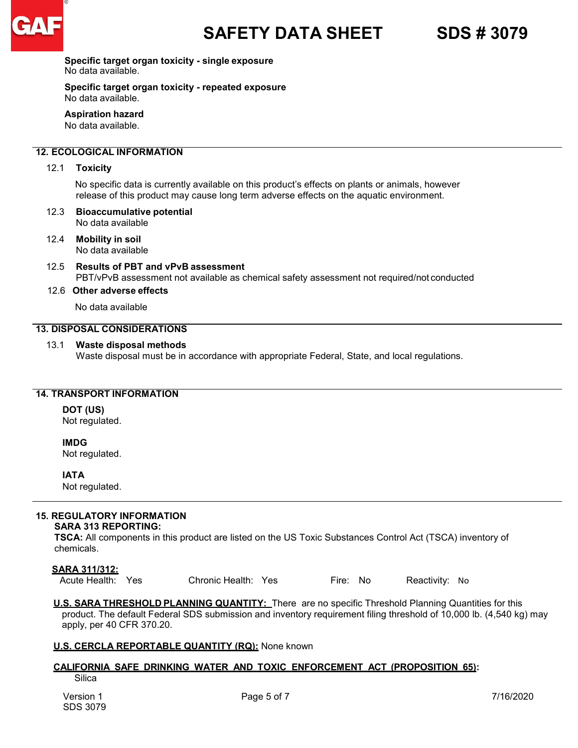**Specific target organ toxicity - single exposure**
No data available.

**Specific target organ toxicity - repeated exposure**
No data available.

**Aspiration hazard**
No data available.

## 12. ECOLOGICAL INFORMATION

12.1 **Toxicity**

No specific data is currently available on this product's effects on plants or animals, however release of this product may cause long term adverse effects on the aquatic environment.

12.3 **Bioaccumulative potential**
No data available

12.4 **Mobility in soil**
No data available

12.5 **Results of PBT and vPvB assessment**
PBT/vPvB assessment not available as chemical safety assessment not required/not conducted

12.6 **Other adverse effects**

No data available

## 13. DISPOSAL CONSIDERATIONS

13.1 **Waste disposal methods**
Waste disposal must be in accordance with appropriate Federal, State, and local regulations.

## 14. TRANSPORT INFORMATION

**DOT (US)**
Not regulated.

**IMDG**
Not regulated.

**IATA**
Not regulated.

## 15. REGULATORY INFORMATION

**SARA 313 REPORTING:**
**TSCA:** All components in this product are listed on the US Toxic Substances Control Act (TSCA) inventory of chemicals.

**SARA 311/312:**
Acute Health: Yes    Chronic Health: Yes    Fire: No    Reactivity: No

**U.S. SARA THRESHOLD PLANNING QUANTITY:** There are no specific Threshold Planning Quantities for this product. The default Federal SDS submission and inventory requirement filing threshold of 10,000 lb. (4,540 kg) may apply, per 40 CFR 370.20.

**U.S. CERCLA REPORTABLE QUANTITY (RQ):** None known

**CALIFORNIA SAFE DRINKING WATER AND TOXIC ENFORCEMENT ACT (PROPOSITION 65):**
Silica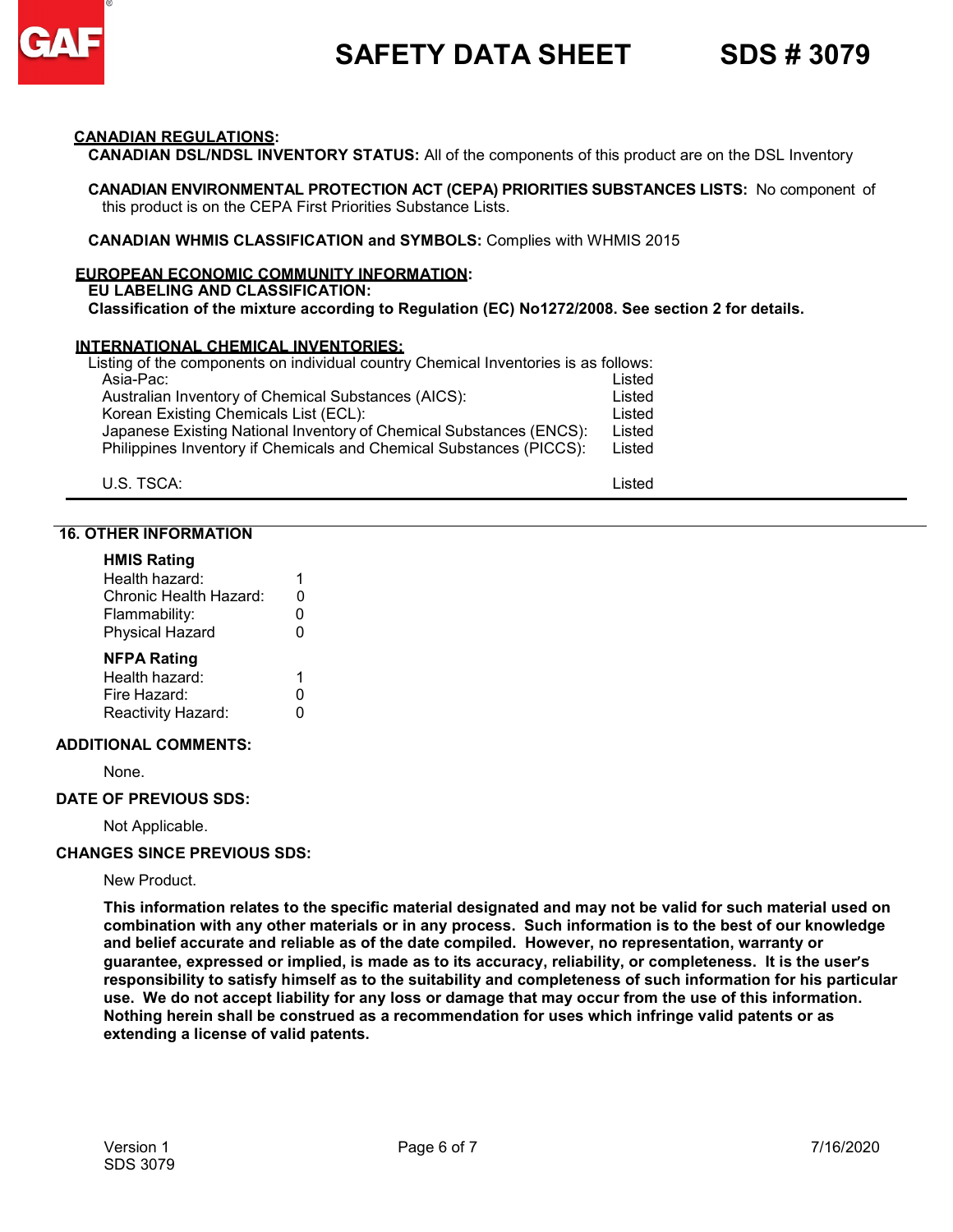**CANADIAN REGULATIONS:**

**CANADIAN DSL/NDSL INVENTORY STATUS:** All of the components of this product are on the DSL Inventory

**CANADIAN ENVIRONMENTAL PROTECTION ACT (CEPA) PRIORITIES SUBSTANCES LISTS:** No component of this product is on the CEPA First Priorities Substance Lists.

**CANADIAN WHMIS CLASSIFICATION and SYMBOLS:** Complies with WHMIS 2015

**EUROPEAN ECONOMIC COMMUNITY INFORMATION:**

**EU LABELING AND CLASSIFICATION:**

**Classification of the mixture according to Regulation (EC) No1272/2008. See section 2 for details.**

**INTERNATIONAL CHEMICAL INVENTORIES:**

Listing of the components on individual country Chemical Inventories is as follows:

| | |
|---|---|
| Asia-Pac: | Listed |
| Australian Inventory of Chemical Substances (AICS): | Listed |
| Korean Existing Chemicals List (ECL): | Listed |
| Japanese Existing National Inventory of Chemical Substances (ENCS): | Listed |
| Philippines Inventory if Chemicals and Chemical Substances (PICCS): | Listed |
| U.S. TSCA: | Listed |

## 16. OTHER INFORMATION

**HMIS Rating**

| | |
|---|---|
| Health hazard: | 1 |
| Chronic Health Hazard: | 0 |
| Flammability: | 0 |
| Physical Hazard | 0 |

**NFPA Rating**

| | |
|---|---|
| Health hazard: | 1 |
| Fire Hazard: | 0 |
| Reactivity Hazard: | 0 |

**ADDITIONAL COMMENTS:**

None.

**DATE OF PREVIOUS SDS:**

Not Applicable.

**CHANGES SINCE PREVIOUS SDS:**

New Product.

**This information relates to the specific material designated and may not be valid for such material used on combination with any other materials or in any process. Such information is to the best of our knowledge and belief accurate and reliable as of the date compiled. However, no representation, warranty or guarantee, expressed or implied, is made as to its accuracy, reliability, or completeness. It is the user's responsibility to satisfy himself as to the suitability and completeness of such information for his particular use. We do not accept liability for any loss or damage that may occur from the use of this information. Nothing herein shall be construed as a recommendation for uses which infringe valid patents or as extending a license of valid patents.**